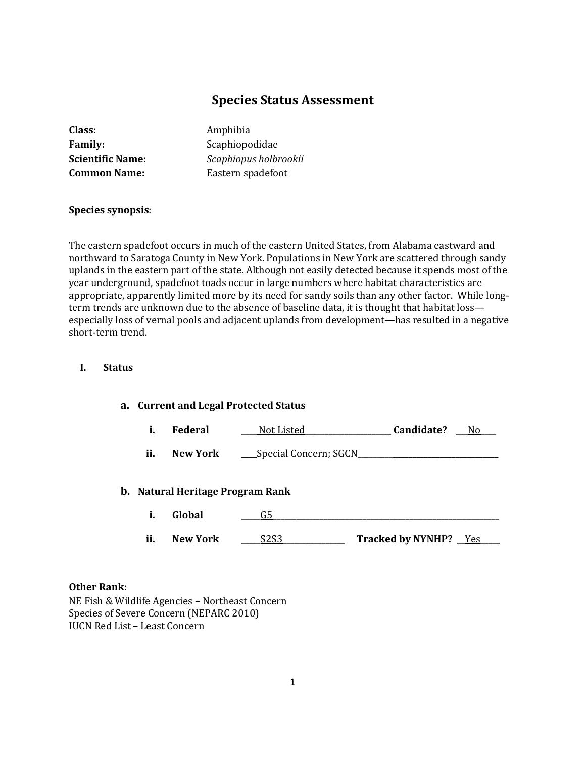# Species Status Assessment

**Class:** Amphibia
**Family:** Scaphiopodidae
**Scientific Name:** *Scaphiopus holbrookii*
**Common Name:** Eastern spadefoot

**Species synopsis**:

The eastern spadefoot occurs in much of the eastern United States, from Alabama eastward and northward to Saratoga County in New York. Populations in New York are scattered through sandy uplands in the eastern part of the state. Although not easily detected because it spends most of the year underground, spadefoot toads occur in large numbers where habitat characteristics are appropriate, apparently limited more by its need for sandy soils than any other factor. While long-term trends are unknown due to the absence of baseline data, it is thought that habitat loss—especially loss of vernal pools and adjacent uplands from development—has resulted in a negative short-term trend.

## I. Status

### a. Current and Legal Protected Status

i. **Federal** ____Not Listed____ **Candidate?** ___No___

ii. **New York** ____Special Concern; SGCN____

### b. Natural Heritage Program Rank

i. **Global** ____G5____

ii. **New York** ____S2S3____ **Tracked by NYNHP?** __Yes__

**Other Rank:**
NE Fish & Wildlife Agencies – Northeast Concern
Species of Severe Concern (NEPARC 2010)
IUCN Red List – Least Concern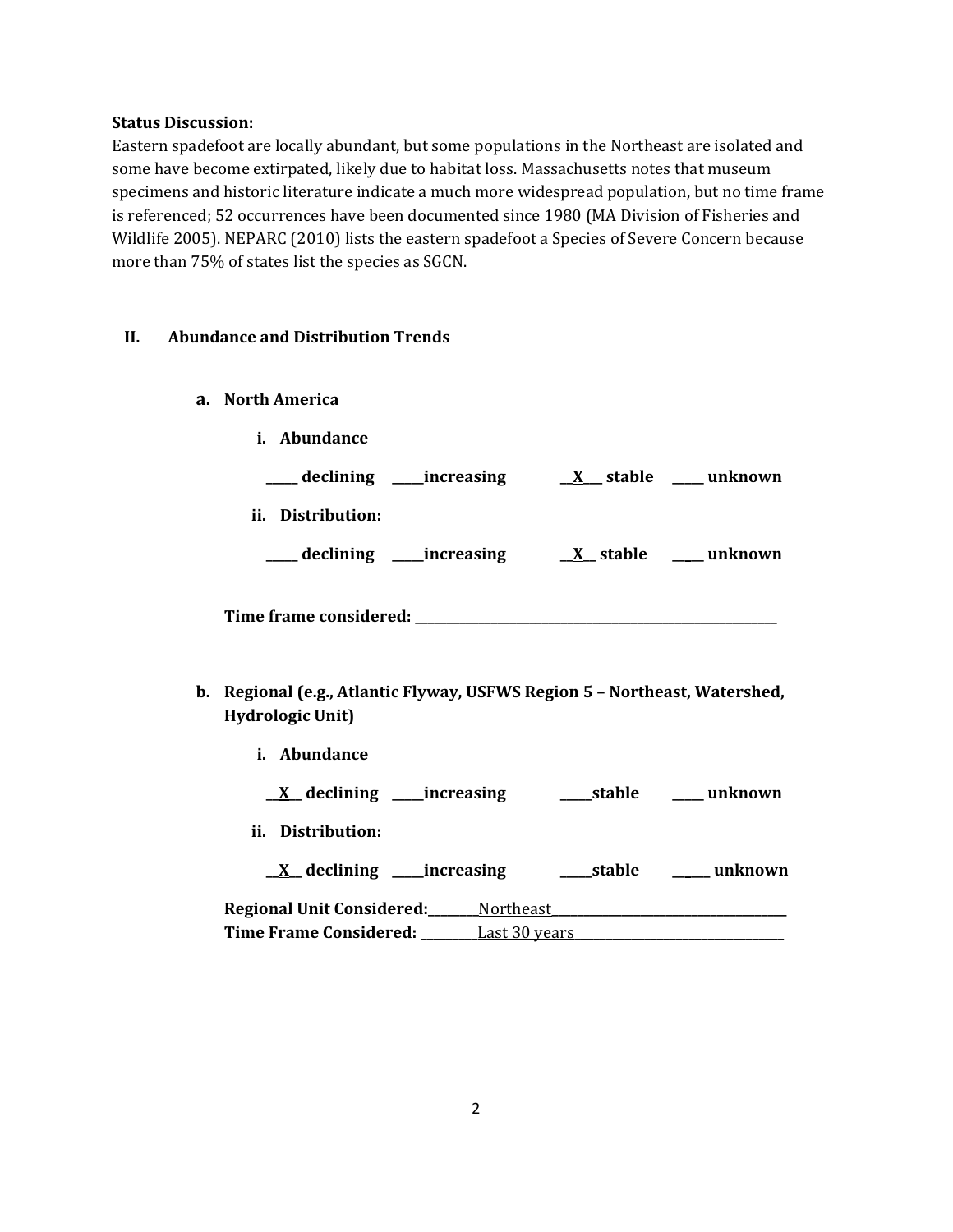**Status Discussion:**
Eastern spadefoot are locally abundant, but some populations in the Northeast are isolated and some have become extirpated, likely due to habitat loss. Massachusetts notes that museum specimens and historic literature indicate a much more widespread population, but no time frame is referenced; 52 occurrences have been documented since 1980 (MA Division of Fisheries and Wildlife 2005). NEPARC (2010) lists the eastern spadefoot a Species of Severe Concern because more than 75% of states list the species as SGCN.

## II. Abundance and Distribution Trends

### a. North America

**i. Abundance**

**_____ declining _____increasing __X___ stable _____ unknown**

**ii. Distribution:**

**_____ declining _____increasing __X__ stable _____ unknown**

**Time frame considered: ___________________________________________________________**

### b. Regional (e.g., Atlantic Flyway, USFWS Region 5 – Northeast, Watershed, Hydrologic Unit)

**i. Abundance**

**__X__ declining _____increasing _____stable _____ unknown**

**ii. Distribution:**

**__X__ declining _____increasing _____stable _____ unknown**

**Regional Unit Considered:**________Northeast______________________________________

**Time Frame Considered:** _________Last 30 years__________________________________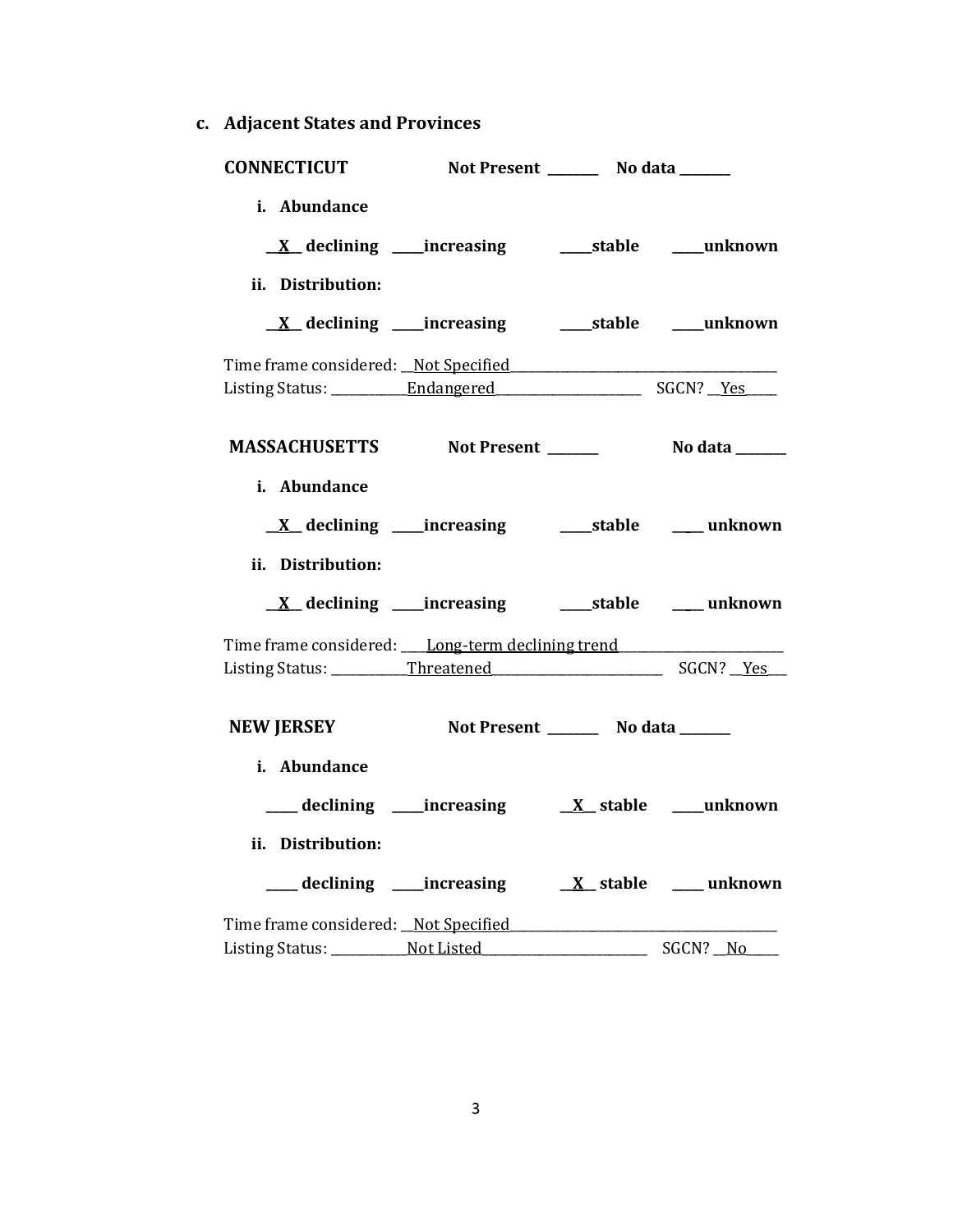### c. Adjacent States and Provinces

**CONNECTICUT** **Not Present _______ No data _______**

**i. Abundance**

**__X__ declining ____increasing ____stable ____unknown**

**ii. Distribution:**

**__X__ declining ____increasing ____stable ____unknown**

Time frame considered: __Not Specified______________________________________
Listing Status: ___________Endangered______________________ SGCN? __Yes_____

**MASSACHUSETTS** **Not Present _______ No data _______**

**i. Abundance**

**__X__ declining ____increasing ____stable ____ unknown**

**ii. Distribution:**

**__X__ declining ____increasing ____stable ____ unknown**

Time frame considered: ____Long-term declining trend________________________
Listing Status: ___________Threatened__________________________ SGCN? __Yes___

**NEW JERSEY** **Not Present _______ No data _______**

**i. Abundance**

**____ declining ____increasing __X__ stable ____unknown**

**ii. Distribution:**

**____ declining ____increasing __X__ stable ____ unknown**

Time frame considered: __Not Specified______________________________________
Listing Status: ___________Not Listed________________________ SGCN? __No_____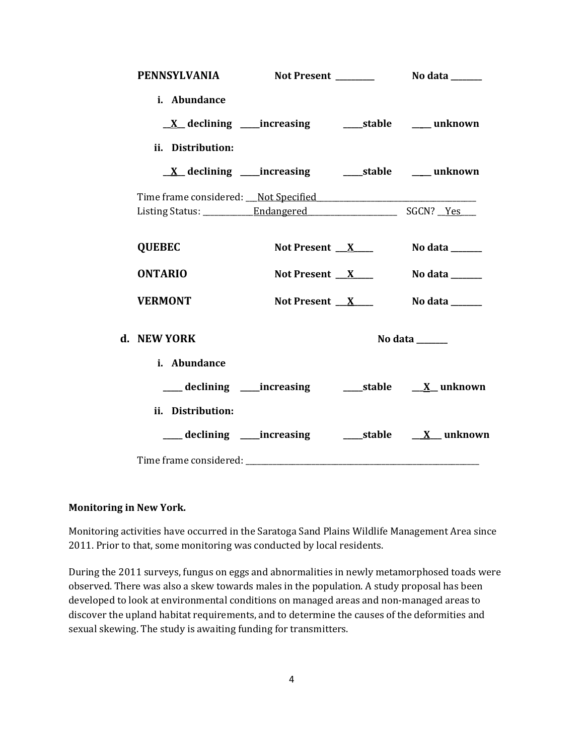**PENNSYLVANIA** Not Present ________ No data _______

i. **Abundance**

__X__ declining ____increasing ____stable ____ unknown

ii. **Distribution:**

__X__ declining ____increasing ____stable ____ unknown

Time frame considered: ___Not Specified_______________________________________

Listing Status: ____________Endangered______________________ SGCN? __Yes____

**QUEBEC** Not Present ___X_____ No data _______

**ONTARIO** Not Present ___X_____ No data _______

**VERMONT** Not Present ___X_____ No data _______

d. **NEW YORK** No data _______

i. **Abundance**

_____ declining ____increasing ____stable ___X__ unknown

ii. **Distribution:**

_____ declining ____increasing ____stable ___X___ unknown

Time frame considered: ___________________________________________________________

**Monitoring in New York.**

Monitoring activities have occurred in the Saratoga Sand Plains Wildlife Management Area since 2011. Prior to that, some monitoring was conducted by local residents.

During the 2011 surveys, fungus on eggs and abnormalities in newly metamorphosed toads were observed. There was also a skew towards males in the population. A study proposal has been developed to look at environmental conditions on managed areas and non-managed areas to discover the upland habitat requirements, and to determine the causes of the deformities and sexual skewing. The study is awaiting funding for transmitters.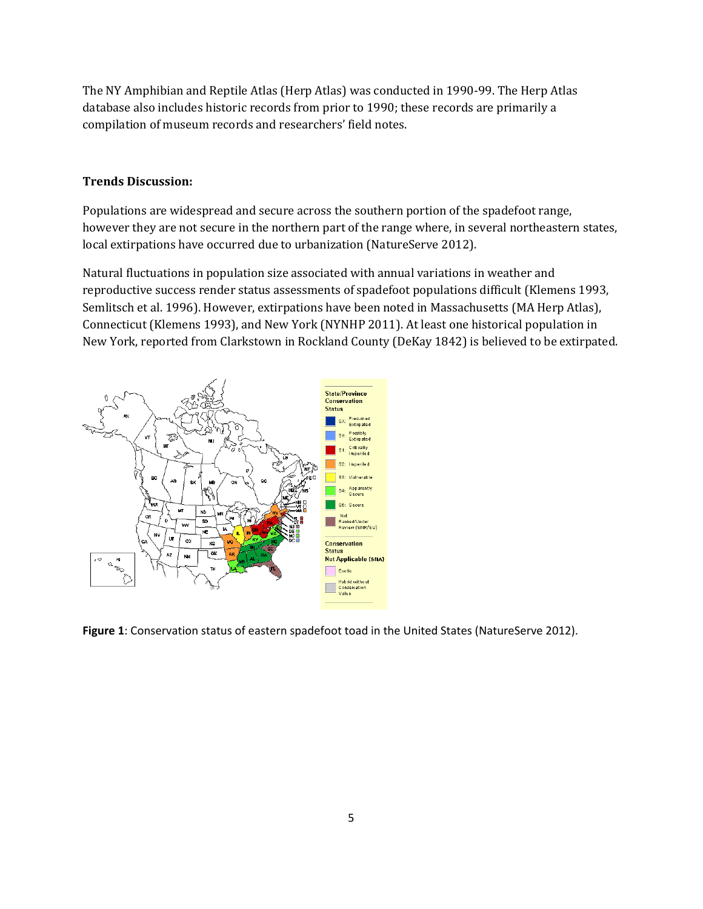The NY Amphibian and Reptile Atlas (Herp Atlas) was conducted in 1990-99. The Herp Atlas database also includes historic records from prior to 1990; these records are primarily a compilation of museum records and researchers' field notes.

**Trends Discussion:**

Populations are widespread and secure across the southern portion of the spadefoot range, however they are not secure in the northern part of the range where, in several northeastern states, local extirpations have occurred due to urbanization (NatureServe 2012).

Natural fluctuations in population size associated with annual variations in weather and reproductive success render status assessments of spadefoot populations difficult (Klemens 1993, Semlitsch et al. 1996). However, extirpations have been noted in Massachusetts (MA Herp Atlas), Connecticut (Klemens 1993), and New York (NYNHP 2011). At least one historical population in New York, reported from Clarkstown in Rockland County (DeKay 1842) is believed to be extirpated.

State/Province Conservation Status

SX: Presumed Extirpated

SH: Possibly Extirpated

S1: Critically Imperiled

S2: Imperiled

S3: Vulnerable

S4: Apparently Secure

S5: Secure

Not Ranked/Under Review (SNR/SU)

Conservation Status Not Applicable (SNA)

Exotic

Hybrid without Conservation Value

**Figure 1**: Conservation status of eastern spadefoot toad in the United States (NatureServe 2012).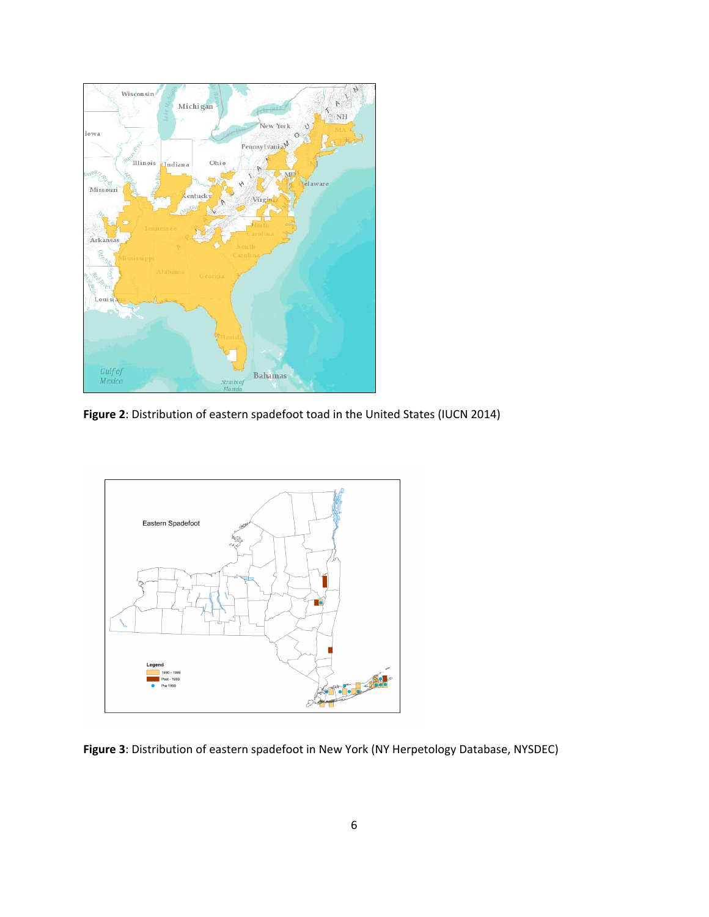Wisconsin
Michigan
Iowa
New York
NH
MA
Pennsylvania
Illinois
Indiana
Ohio
NJ
MD
Delaware
Missouri
Kentucky
Virginia
Tennessee
North Carolina
Arkansas
South Carolina
Mississippi
Alabama
Georgia
Louisiana
Florida
Gulf of Mexico
Bahamas
Straits of Florida

**Figure 2**: Distribution of eastern spadefoot toad in the United States (IUCN 2014)

Eastern Spadefoot

Legend
1990 - 1999
Post - 1999
Pre 1990

**Figure 3**: Distribution of eastern spadefoot in New York (NY Herpetology Database, NYSDEC)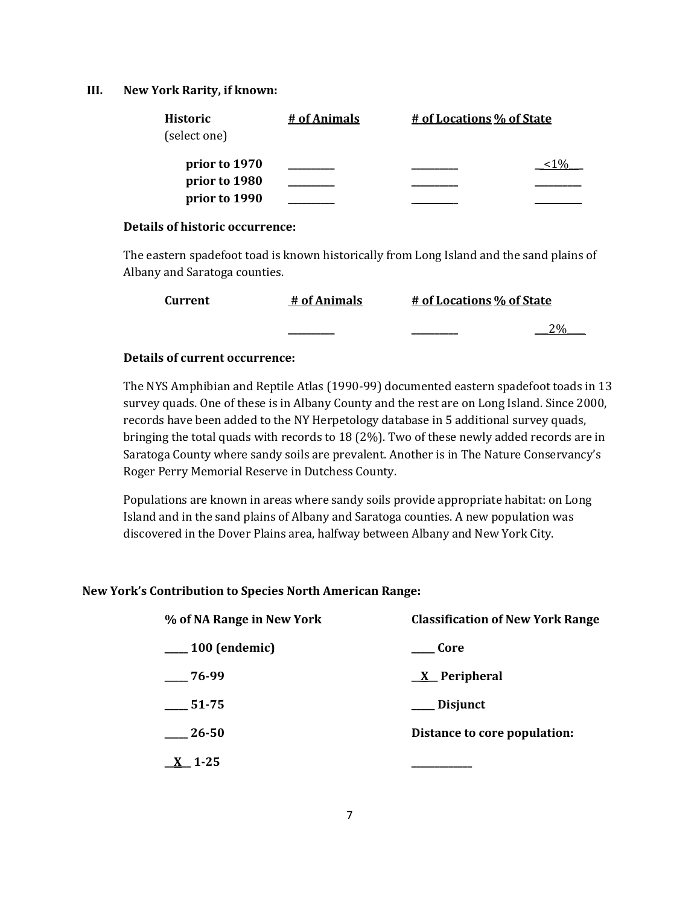## III. New York Rarity, if known:

| Historic (select one) | # of Animals | # of Locations | % of State |
|---|---|---|---|
| **prior to 1970** | _________ | _________ | __<1%__ |
| **prior to 1980** | _________ | _________ | _________ |
| **prior to 1990** | _________ | _________ | _________ |

**Details of historic occurrence:**

The eastern spadefoot toad is known historically from Long Island and the sand plains of Albany and Saratoga counties.

| Current | # of Animals | # of Locations | % of State |
|---|---|---|---|
| | _________ | _________ | __2%__ |

**Details of current occurrence:**

The NYS Amphibian and Reptile Atlas (1990-99) documented eastern spadefoot toads in 13 survey quads. One of these is in Albany County and the rest are on Long Island. Since 2000, records have been added to the NY Herpetology database in 5 additional survey quads, bringing the total quads with records to 18 (2%). Two of these newly added records are in Saratoga County where sandy soils are prevalent. Another is in The Nature Conservancy's Roger Perry Memorial Reserve in Dutchess County.

Populations are known in areas where sandy soils provide appropriate habitat: on Long Island and in the sand plains of Albany and Saratoga counties. A new population was discovered in the Dover Plains area, halfway between Albany and New York City.

**New York's Contribution to Species North American Range:**

| % of NA Range in New York | Classification of New York Range |
|---|---|
| ____ 100 (endemic) | ____ Core |
| ____ 76-99 | __X__ Peripheral |
| ____ 51-75 | ____ Disjunct |
| ____ 26-50 | **Distance to core population:** |
| __X__ 1-25 | ___________ |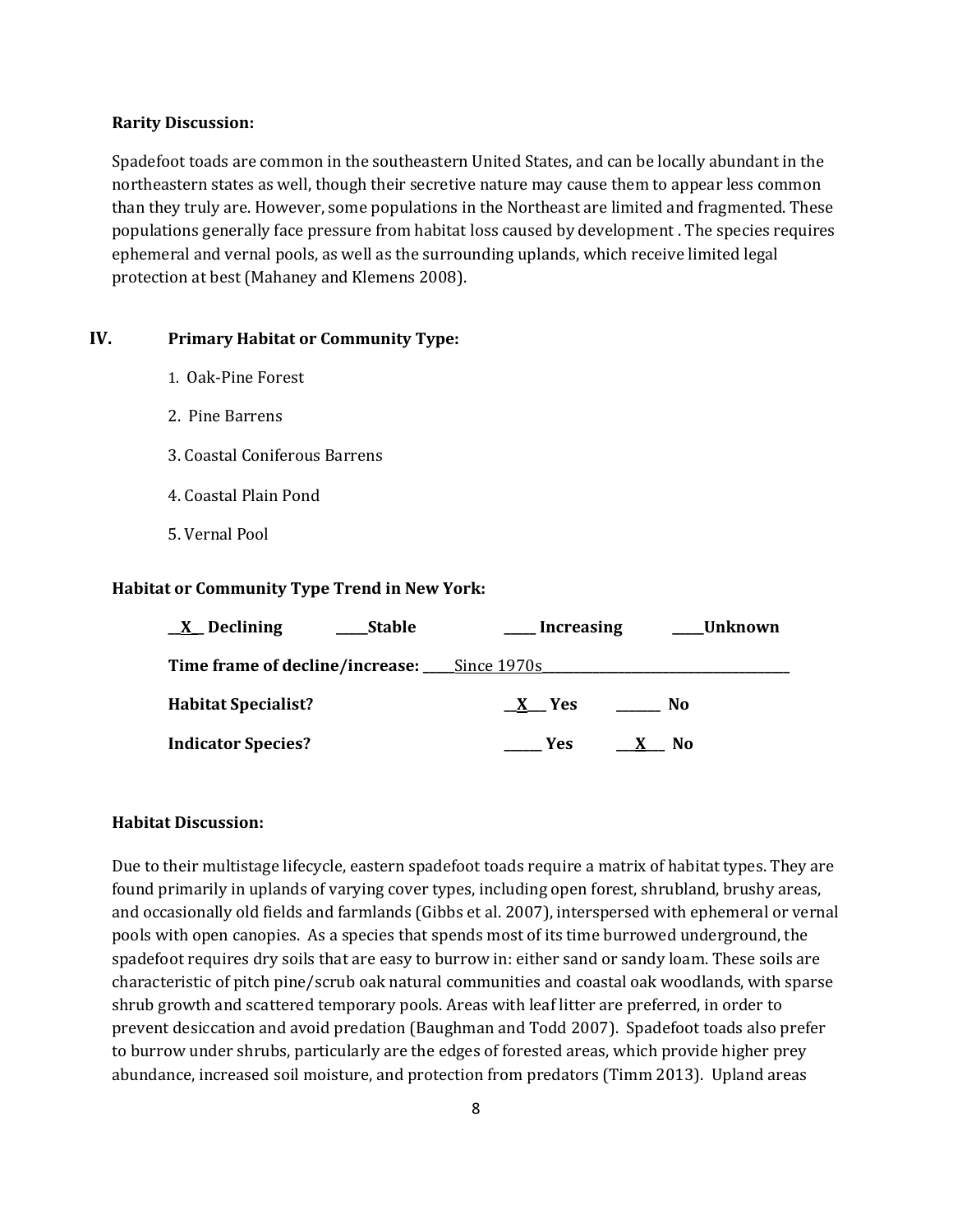**Rarity Discussion:**

Spadefoot toads are common in the southeastern United States, and can be locally abundant in the northeastern states as well, though their secretive nature may cause them to appear less common than they truly are. However, some populations in the Northeast are limited and fragmented. These populations generally face pressure from habitat loss caused by development . The species requires ephemeral and vernal pools, as well as the surrounding uplands, which receive limited legal protection at best (Mahaney and Klemens 2008).

## IV. Primary Habitat or Community Type:

1. Oak-Pine Forest
2. Pine Barrens
3. Coastal Coniferous Barrens
4. Coastal Plain Pond
5. Vernal Pool

**Habitat or Community Type Trend in New York:**

**\_\_X\_\_ Declining** **\_\_\_\_\_Stable** **\_\_\_\_\_ Increasing** **\_\_\_\_\_Unknown**

**Time frame of decline/increase:** \_\_\_\_\_Since 1970s\_\_\_\_\_\_\_\_\_\_\_\_\_\_\_\_\_\_\_\_\_\_\_\_\_\_\_\_\_\_\_\_\_\_\_\_\_\_

**Habitat Specialist?** **\_\_X\_\_\_ Yes** **\_\_\_\_\_\_\_ No**

**Indicator Species?** **\_\_\_\_\_\_ Yes** **\_\_\_X\_\_\_ No**

**Habitat Discussion:**

Due to their multistage lifecycle, eastern spadefoot toads require a matrix of habitat types. They are found primarily in uplands of varying cover types, including open forest, shrubland, brushy areas, and occasionally old fields and farmlands (Gibbs et al. 2007), interspersed with ephemeral or vernal pools with open canopies. As a species that spends most of its time burrowed underground, the spadefoot requires dry soils that are easy to burrow in: either sand or sandy loam. These soils are characteristic of pitch pine/scrub oak natural communities and coastal oak woodlands, with sparse shrub growth and scattered temporary pools. Areas with leaf litter are preferred, in order to prevent desiccation and avoid predation (Baughman and Todd 2007). Spadefoot toads also prefer to burrow under shrubs, particularly are the edges of forested areas, which provide higher prey abundance, increased soil moisture, and protection from predators (Timm 2013). Upland areas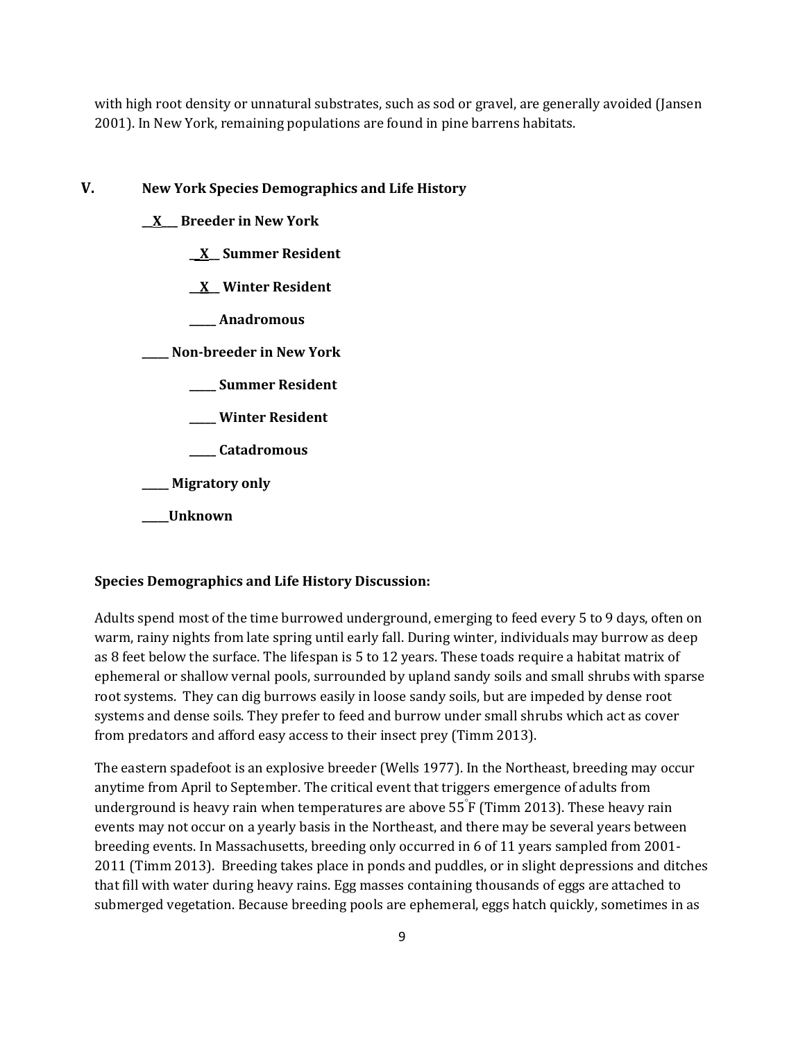with high root density or unnatural substrates, such as sod or gravel, are generally avoided (Jansen 2001). In New York, remaining populations are found in pine barrens habitats.

## V. New York Species Demographics and Life History

**\_\_X\_\_\_ Breeder in New York**

**\_\_X\_\_ Summer Resident**

**\_\_X\_\_ Winter Resident**

**\_\_\_\_\_ Anadromous**

**\_\_\_\_\_ Non-breeder in New York**

**\_\_\_\_\_ Summer Resident**

**\_\_\_\_\_ Winter Resident**

**\_\_\_\_\_ Catadromous**

**\_\_\_\_\_ Migratory only**

**\_\_\_\_\_Unknown**

**Species Demographics and Life History Discussion:**

Adults spend most of the time burrowed underground, emerging to feed every 5 to 9 days, often on warm, rainy nights from late spring until early fall. During winter, individuals may burrow as deep as 8 feet below the surface. The lifespan is 5 to 12 years. These toads require a habitat matrix of ephemeral or shallow vernal pools, surrounded by upland sandy soils and small shrubs with sparse root systems. They can dig burrows easily in loose sandy soils, but are impeded by dense root systems and dense soils. They prefer to feed and burrow under small shrubs which act as cover from predators and afford easy access to their insect prey (Timm 2013).

The eastern spadefoot is an explosive breeder (Wells 1977). In the Northeast, breeding may occur anytime from April to September. The critical event that triggers emergence of adults from underground is heavy rain when temperatures are above 55°F (Timm 2013). These heavy rain events may not occur on a yearly basis in the Northeast, and there may be several years between breeding events. In Massachusetts, breeding only occurred in 6 of 11 years sampled from 2001-2011 (Timm 2013). Breeding takes place in ponds and puddles, or in slight depressions and ditches that fill with water during heavy rains. Egg masses containing thousands of eggs are attached to submerged vegetation. Because breeding pools are ephemeral, eggs hatch quickly, sometimes in as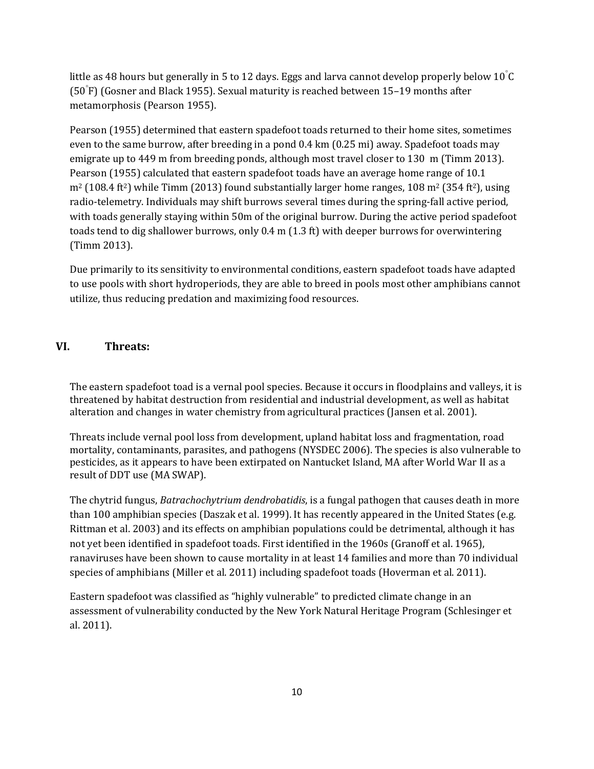little as 48 hours but generally in 5 to 12 days. Eggs and larva cannot develop properly below 10°C (50°F) (Gosner and Black 1955). Sexual maturity is reached between 15–19 months after metamorphosis (Pearson 1955).

Pearson (1955) determined that eastern spadefoot toads returned to their home sites, sometimes even to the same burrow, after breeding in a pond 0.4 km (0.25 mi) away. Spadefoot toads may emigrate up to 449 m from breeding ponds, although most travel closer to 130 m (Timm 2013). Pearson (1955) calculated that eastern spadefoot toads have an average home range of 10.1 $m^2$ (108.4 $ft^2$) while Timm (2013) found substantially larger home ranges, 108 $m^2$ (354 $ft^2$), using radio-telemetry. Individuals may shift burrows several times during the spring-fall active period, with toads generally staying within 50m of the original burrow. During the active period spadefoot toads tend to dig shallower burrows, only 0.4 m (1.3 ft) with deeper burrows for overwintering (Timm 2013).

Due primarily to its sensitivity to environmental conditions, eastern spadefoot toads have adapted to use pools with short hydroperiods, they are able to breed in pools most other amphibians cannot utilize, thus reducing predation and maximizing food resources.

## VI. Threats:

The eastern spadefoot toad is a vernal pool species. Because it occurs in floodplains and valleys, it is threatened by habitat destruction from residential and industrial development, as well as habitat alteration and changes in water chemistry from agricultural practices (Jansen et al. 2001).

Threats include vernal pool loss from development, upland habitat loss and fragmentation, road mortality, contaminants, parasites, and pathogens (NYSDEC 2006). The species is also vulnerable to pesticides, as it appears to have been extirpated on Nantucket Island, MA after World War II as a result of DDT use (MA SWAP).

The chytrid fungus, *Batrachochytrium dendrobatidis*, is a fungal pathogen that causes death in more than 100 amphibian species (Daszak et al. 1999). It has recently appeared in the United States (e.g. Rittman et al. 2003) and its effects on amphibian populations could be detrimental, although it has not yet been identified in spadefoot toads. First identified in the 1960s (Granoff et al. 1965), ranaviruses have been shown to cause mortality in at least 14 families and more than 70 individual species of amphibians (Miller et al. 2011) including spadefoot toads (Hoverman et al. 2011).

Eastern spadefoot was classified as "highly vulnerable" to predicted climate change in an assessment of vulnerability conducted by the New York Natural Heritage Program (Schlesinger et al. 2011).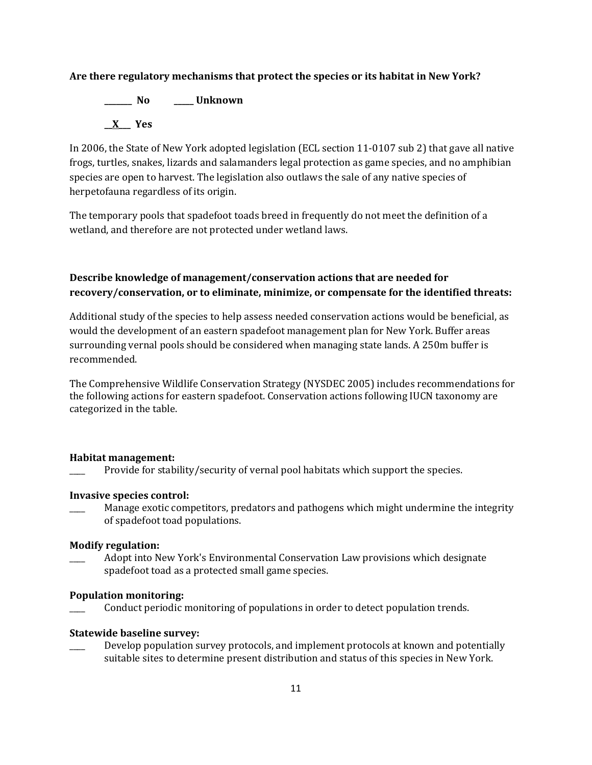**Are there regulatory mechanisms that protect the species or its habitat in New York?**

**_______ No** **_____ Unknown**

**__X___ Yes**

In 2006, the State of New York adopted legislation (ECL section 11-0107 sub 2) that gave all native frogs, turtles, snakes, lizards and salamanders legal protection as game species, and no amphibian species are open to harvest. The legislation also outlaws the sale of any native species of herpetofauna regardless of its origin.

The temporary pools that spadefoot toads breed in frequently do not meet the definition of a wetland, and therefore are not protected under wetland laws.

**Describe knowledge of management/conservation actions that are needed for recovery/conservation, or to eliminate, minimize, or compensate for the identified threats:**

Additional study of the species to help assess needed conservation actions would be beneficial, as would the development of an eastern spadefoot management plan for New York. Buffer areas surrounding vernal pools should be considered when managing state lands. A 250m buffer is recommended.

The Comprehensive Wildlife Conservation Strategy (NYSDEC 2005) includes recommendations for the following actions for eastern spadefoot. Conservation actions following IUCN taxonomy are categorized in the table.

**Habitat management:**
____ Provide for stability/security of vernal pool habitats which support the species.

**Invasive species control:**
____ Manage exotic competitors, predators and pathogens which might undermine the integrity of spadefoot toad populations.

**Modify regulation:**
____ Adopt into New York's Environmental Conservation Law provisions which designate spadefoot toad as a protected small game species.

**Population monitoring:**
____ Conduct periodic monitoring of populations in order to detect population trends.

**Statewide baseline survey:**
____ Develop population survey protocols, and implement protocols at known and potentially suitable sites to determine present distribution and status of this species in New York.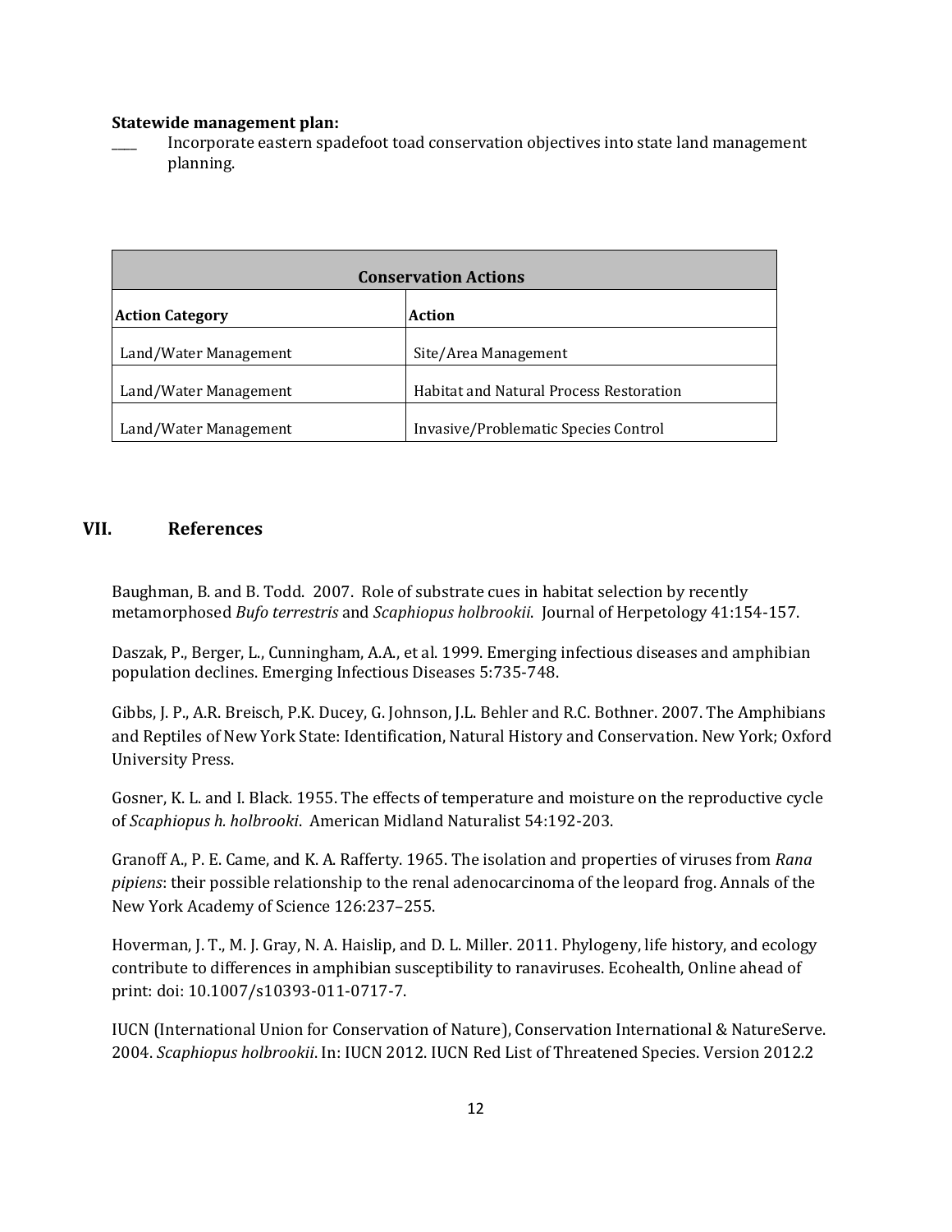**Statewide management plan:**

____ Incorporate eastern spadefoot toad conservation objectives into state land management planning.

| Conservation Actions | |
|---|---|
| **Action Category** | **Action** |
| Land/Water Management | Site/Area Management |
| Land/Water Management | Habitat and Natural Process Restoration |
| Land/Water Management | Invasive/Problematic Species Control |

## VII. References

Baughman, B. and B. Todd. 2007. Role of substrate cues in habitat selection by recently metamorphosed *Bufo terrestris* and *Scaphiopus holbrookii*. Journal of Herpetology 41:154-157.

Daszak, P., Berger, L., Cunningham, A.A., et al. 1999. Emerging infectious diseases and amphibian population declines. Emerging Infectious Diseases 5:735-748.

Gibbs, J. P., A.R. Breisch, P.K. Ducey, G. Johnson, J.L. Behler and R.C. Bothner. 2007. The Amphibians and Reptiles of New York State: Identification, Natural History and Conservation. New York; Oxford University Press.

Gosner, K. L. and I. Black. 1955. The effects of temperature and moisture on the reproductive cycle of *Scaphiopus h. holbrooki*. American Midland Naturalist 54:192-203.

Granoff A., P. E. Came, and K. A. Rafferty. 1965. The isolation and properties of viruses from *Rana pipiens*: their possible relationship to the renal adenocarcinoma of the leopard frog. Annals of the New York Academy of Science 126:237–255.

Hoverman, J. T., M. J. Gray, N. A. Haislip, and D. L. Miller. 2011. Phylogeny, life history, and ecology contribute to differences in amphibian susceptibility to ranaviruses. Ecohealth, Online ahead of print: doi: 10.1007/s10393-011-0717-7.

IUCN (International Union for Conservation of Nature), Conservation International & NatureServe. 2004. *Scaphiopus holbrookii*. In: IUCN 2012. IUCN Red List of Threatened Species. Version 2012.2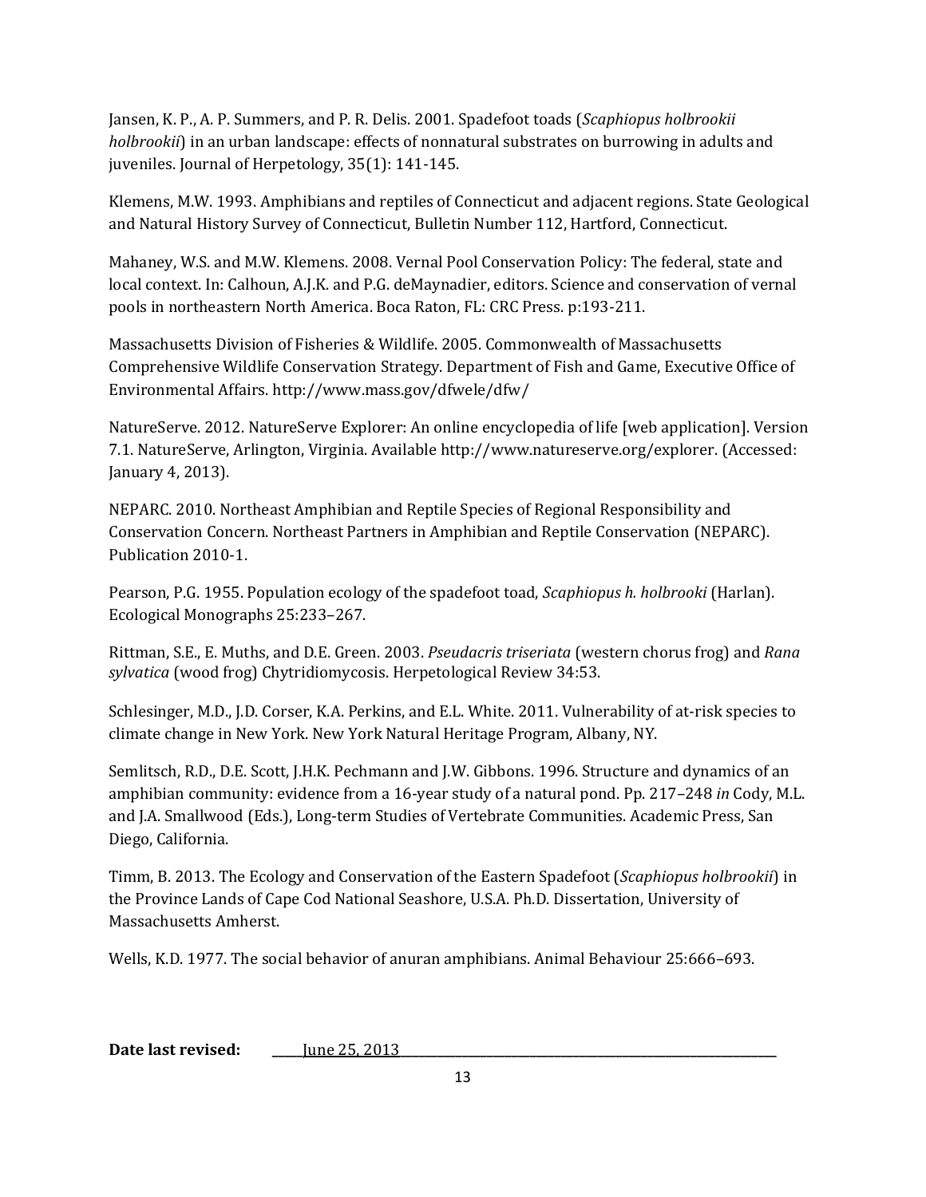Jansen, K. P., A. P. Summers, and P. R. Delis. 2001. Spadefoot toads (*Scaphiopus holbrookii holbrookii*) in an urban landscape: effects of nonnatural substrates on burrowing in adults and juveniles. Journal of Herpetology, 35(1): 141-145.

Klemens, M.W. 1993. Amphibians and reptiles of Connecticut and adjacent regions. State Geological and Natural History Survey of Connecticut, Bulletin Number 112, Hartford, Connecticut.

Mahaney, W.S. and M.W. Klemens. 2008. Vernal Pool Conservation Policy: The federal, state and local context. In: Calhoun, A.J.K. and P.G. deMaynadier, editors. Science and conservation of vernal pools in northeastern North America. Boca Raton, FL: CRC Press. p:193-211.

Massachusetts Division of Fisheries & Wildlife. 2005. Commonwealth of Massachusetts Comprehensive Wildlife Conservation Strategy. Department of Fish and Game, Executive Office of Environmental Affairs. http://www.mass.gov/dfwele/dfw/

NatureServe. 2012. NatureServe Explorer: An online encyclopedia of life [web application]. Version 7.1. NatureServe, Arlington, Virginia. Available http://www.natureserve.org/explorer. (Accessed: January 4, 2013).

NEPARC. 2010. Northeast Amphibian and Reptile Species of Regional Responsibility and Conservation Concern. Northeast Partners in Amphibian and Reptile Conservation (NEPARC). Publication 2010-1.

Pearson, P.G. 1955. Population ecology of the spadefoot toad, *Scaphiopus h. holbrooki* (Harlan). Ecological Monographs 25:233–267.

Rittman, S.E., E. Muths, and D.E. Green. 2003. *Pseudacris triseriata* (western chorus frog) and *Rana sylvatica* (wood frog) Chytridiomycosis. Herpetological Review 34:53.

Schlesinger, M.D., J.D. Corser, K.A. Perkins, and E.L. White. 2011. Vulnerability of at-risk species to climate change in New York. New York Natural Heritage Program, Albany, NY.

Semlitsch, R.D., D.E. Scott, J.H.K. Pechmann and J.W. Gibbons. 1996. Structure and dynamics of an amphibian community: evidence from a 16-year study of a natural pond. Pp. 217–248 *in* Cody, M.L. and J.A. Smallwood (Eds.), Long-term Studies of Vertebrate Communities. Academic Press, San Diego, California.

Timm, B. 2013. The Ecology and Conservation of the Eastern Spadefoot (*Scaphiopus holbrookii*) in the Province Lands of Cape Cod National Seashore, U.S.A. Ph.D. Dissertation, University of Massachusetts Amherst.

Wells, K.D. 1977. The social behavior of anuran amphibians. Animal Behaviour 25:666–693.

**Date last revised:** June 25, 2013